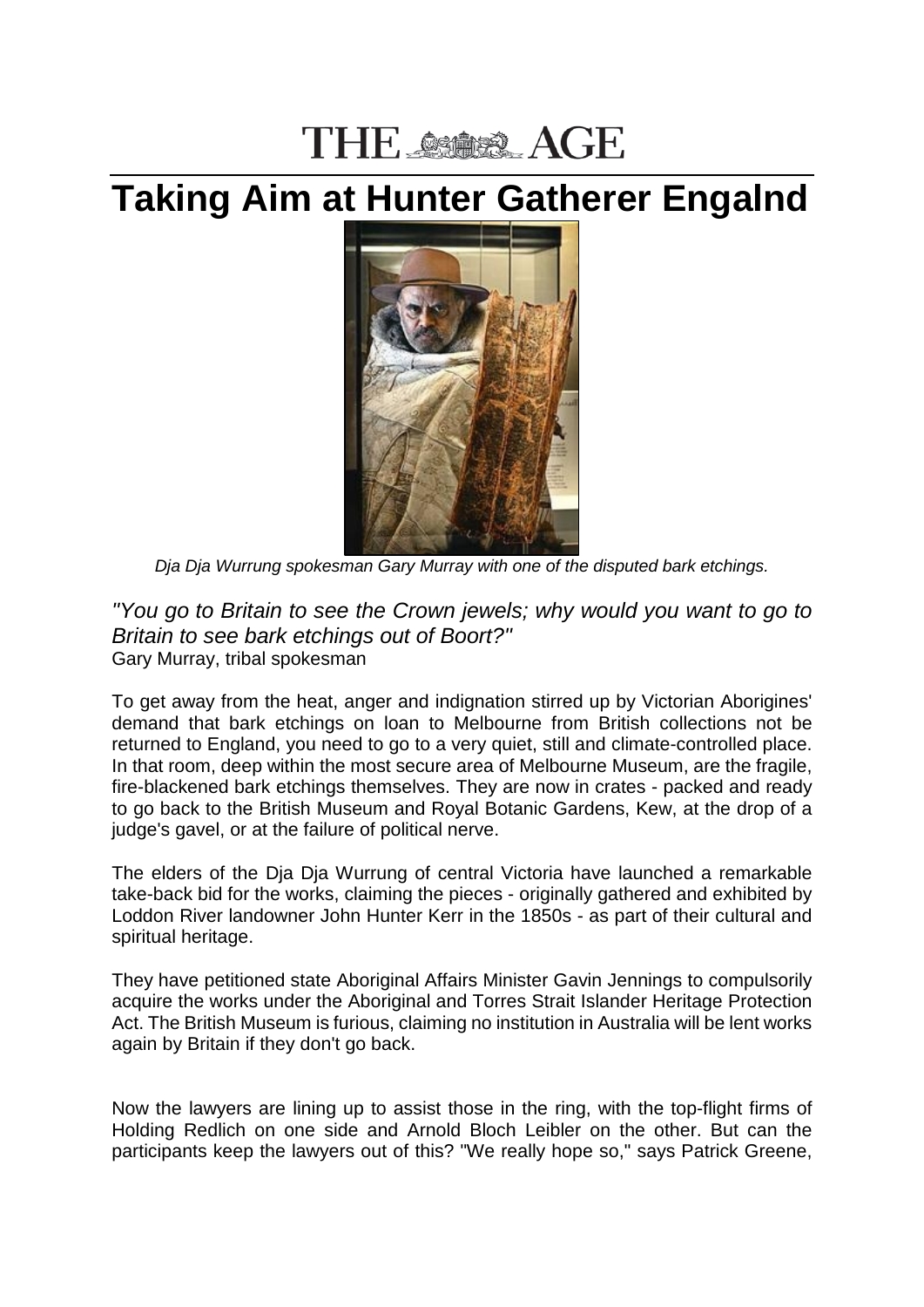THE AGE

# Taking Aim at Hunter Gatherer Engalnd

*Dja Dja Wurrung spokesman Gary Murray with one of the disputed bark etchings.*

*"You go to Britain to see the Crown jewels; why would you want to go to Britain to see bark etchings out of Boort?"*
Gary Murray, tribal spokesman

To get away from the heat, anger and indignation stirred up by Victorian Aborigines' demand that bark etchings on loan to Melbourne from British collections not be returned to England, you need to go to a very quiet, still and climate-controlled place. In that room, deep within the most secure area of Melbourne Museum, are the fragile, fire-blackened bark etchings themselves. They are now in crates - packed and ready to go back to the British Museum and Royal Botanic Gardens, Kew, at the drop of a judge's gavel, or at the failure of political nerve.

The elders of the Dja Dja Wurrung of central Victoria have launched a remarkable take-back bid for the works, claiming the pieces - originally gathered and exhibited by Loddon River landowner John Hunter Kerr in the 1850s - as part of their cultural and spiritual heritage.

They have petitioned state Aboriginal Affairs Minister Gavin Jennings to compulsorily acquire the works under the Aboriginal and Torres Strait Islander Heritage Protection Act. The British Museum is furious, claiming no institution in Australia will be lent works again by Britain if they don't go back.

Now the lawyers are lining up to assist those in the ring, with the top-flight firms of Holding Redlich on one side and Arnold Bloch Leibler on the other. But can the participants keep the lawyers out of this? "We really hope so," says Patrick Greene,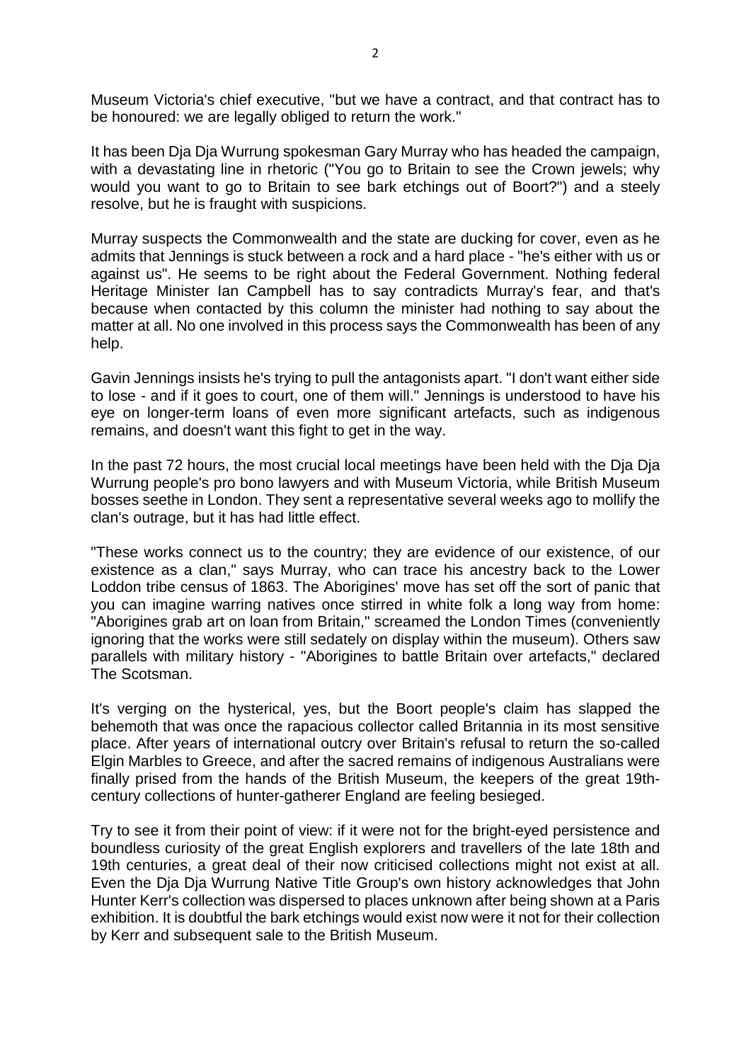Museum Victoria's chief executive, "but we have a contract, and that contract has to be honoured: we are legally obliged to return the work."

It has been Dja Dja Wurrung spokesman Gary Murray who has headed the campaign, with a devastating line in rhetoric ("You go to Britain to see the Crown jewels; why would you want to go to Britain to see bark etchings out of Boort?") and a steely resolve, but he is fraught with suspicions.

Murray suspects the Commonwealth and the state are ducking for cover, even as he admits that Jennings is stuck between a rock and a hard place - "he's either with us or against us". He seems to be right about the Federal Government. Nothing federal Heritage Minister Ian Campbell has to say contradicts Murray's fear, and that's because when contacted by this column the minister had nothing to say about the matter at all. No one involved in this process says the Commonwealth has been of any help.

Gavin Jennings insists he's trying to pull the antagonists apart. "I don't want either side to lose - and if it goes to court, one of them will." Jennings is understood to have his eye on longer-term loans of even more significant artefacts, such as indigenous remains, and doesn't want this fight to get in the way.

In the past 72 hours, the most crucial local meetings have been held with the Dja Dja Wurrung people's pro bono lawyers and with Museum Victoria, while British Museum bosses seethe in London. They sent a representative several weeks ago to mollify the clan's outrage, but it has had little effect.

"These works connect us to the country; they are evidence of our existence, of our existence as a clan," says Murray, who can trace his ancestry back to the Lower Loddon tribe census of 1863. The Aborigines' move has set off the sort of panic that you can imagine warring natives once stirred in white folk a long way from home: "Aborigines grab art on loan from Britain," screamed the London Times (conveniently ignoring that the works were still sedately on display within the museum). Others saw parallels with military history - "Aborigines to battle Britain over artefacts," declared The Scotsman.

It's verging on the hysterical, yes, but the Boort people's claim has slapped the behemoth that was once the rapacious collector called Britannia in its most sensitive place. After years of international outcry over Britain's refusal to return the so-called Elgin Marbles to Greece, and after the sacred remains of indigenous Australians were finally prised from the hands of the British Museum, the keepers of the great 19th-century collections of hunter-gatherer England are feeling besieged.

Try to see it from their point of view: if it were not for the bright-eyed persistence and boundless curiosity of the great English explorers and travellers of the late 18th and 19th centuries, a great deal of their now criticised collections might not exist at all. Even the Dja Dja Wurrung Native Title Group's own history acknowledges that John Hunter Kerr's collection was dispersed to places unknown after being shown at a Paris exhibition. It is doubtful the bark etchings would exist now were it not for their collection by Kerr and subsequent sale to the British Museum.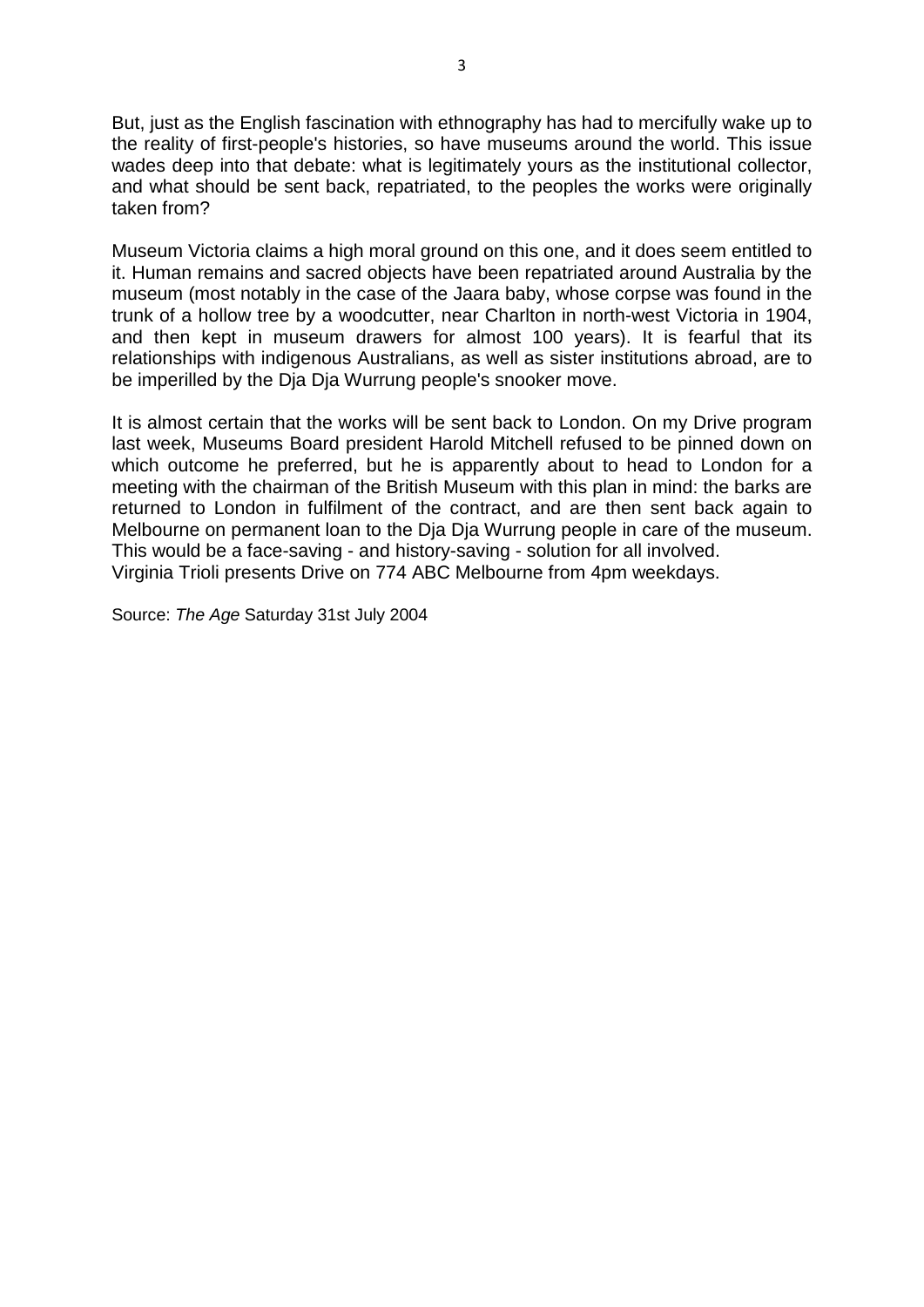But, just as the English fascination with ethnography has had to mercifully wake up to the reality of first-people's histories, so have museums around the world. This issue wades deep into that debate: what is legitimately yours as the institutional collector, and what should be sent back, repatriated, to the peoples the works were originally taken from?

Museum Victoria claims a high moral ground on this one, and it does seem entitled to it. Human remains and sacred objects have been repatriated around Australia by the museum (most notably in the case of the Jaara baby, whose corpse was found in the trunk of a hollow tree by a woodcutter, near Charlton in north-west Victoria in 1904, and then kept in museum drawers for almost 100 years). It is fearful that its relationships with indigenous Australians, as well as sister institutions abroad, are to be imperilled by the Dja Dja Wurrung people's snooker move.

It is almost certain that the works will be sent back to London. On my Drive program last week, Museums Board president Harold Mitchell refused to be pinned down on which outcome he preferred, but he is apparently about to head to London for a meeting with the chairman of the British Museum with this plan in mind: the barks are returned to London in fulfilment of the contract, and are then sent back again to Melbourne on permanent loan to the Dja Dja Wurrung people in care of the museum. This would be a face-saving - and history-saving - solution for all involved.
Virginia Trioli presents Drive on 774 ABC Melbourne from 4pm weekdays.

Source: *The Age* Saturday 31st July 2004